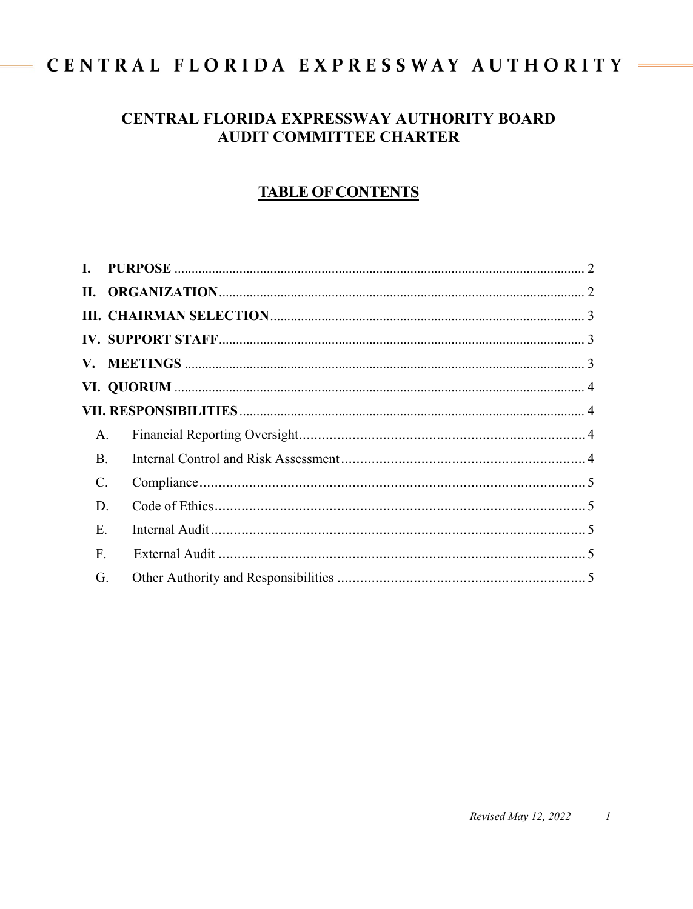# CENTRAL FLORIDA EXPRESSWAY AUTHORITY

## CENTRAL FLORIDA EXPRESSWAY AUTHORITY BOARD AUDIT COMMITTEE CHARTER

### TABLE OF CONTENTS

**I. PURPOSE** .......... 2

**II. ORGANIZATION** .......... 2

**III. CHAIRMAN SELECTION** .......... 3

**IV. SUPPORT STAFF** .......... 3

**V. MEETINGS** .......... 3

**VI. QUORUM** .......... 4

**VII. RESPONSIBILITIES** .......... 4

- A. Financial Reporting Oversight .......... 4
- B. Internal Control and Risk Assessment .......... 4
- C. Compliance .......... 5
- D. Code of Ethics .......... 5
- E. Internal Audit .......... 5
- F. External Audit .......... 5
- G. Other Authority and Responsibilities .......... 5

*Revised May 12, 2022*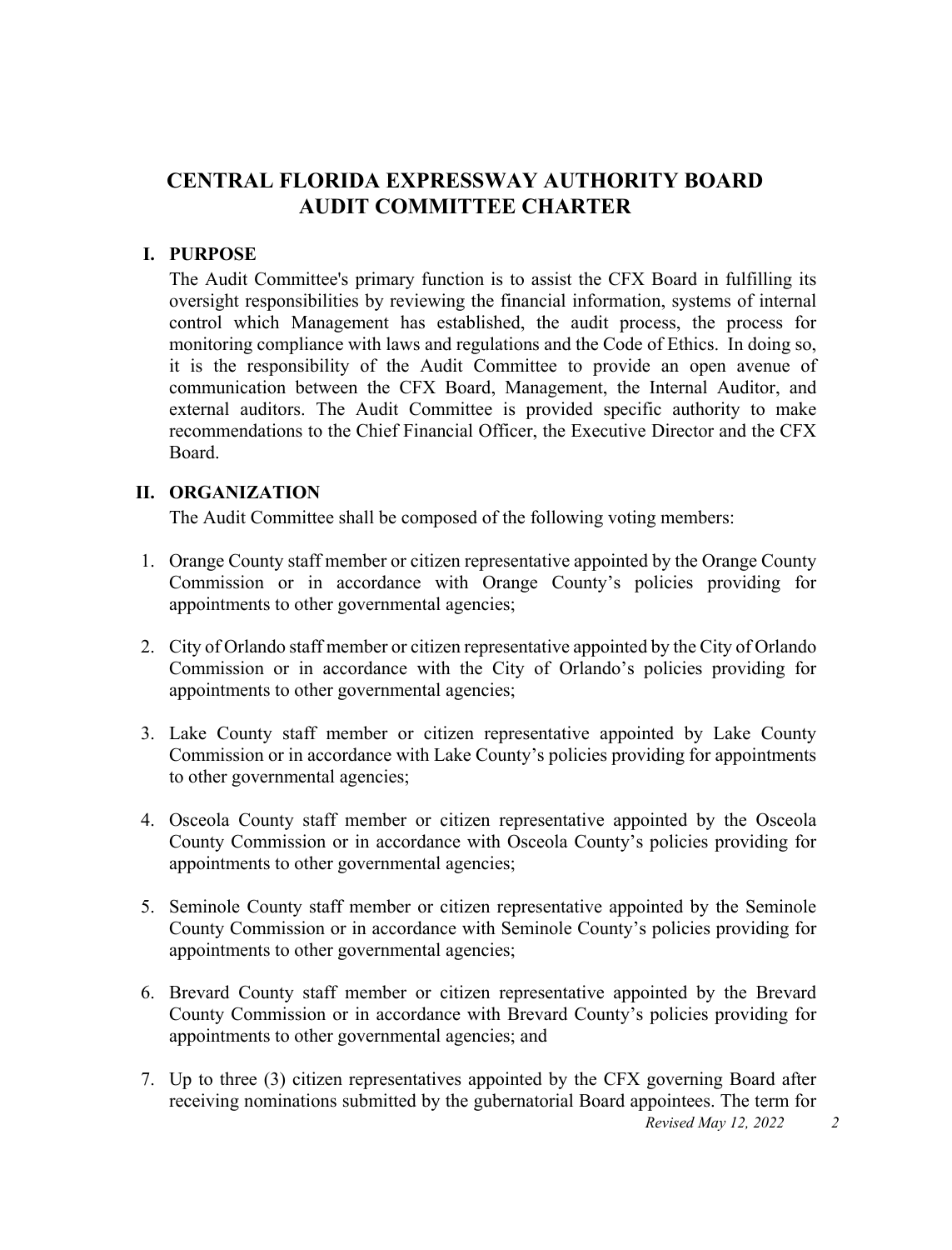# CENTRAL FLORIDA EXPRESSWAY AUTHORITY BOARD AUDIT COMMITTEE CHARTER

## I. PURPOSE

The Audit Committee's primary function is to assist the CFX Board in fulfilling its oversight responsibilities by reviewing the financial information, systems of internal control which Management has established, the audit process, the process for monitoring compliance with laws and regulations and the Code of Ethics. In doing so, it is the responsibility of the Audit Committee to provide an open avenue of communication between the CFX Board, Management, the Internal Auditor, and external auditors. The Audit Committee is provided specific authority to make recommendations to the Chief Financial Officer, the Executive Director and the CFX Board.

## II. ORGANIZATION

The Audit Committee shall be composed of the following voting members:

1. Orange County staff member or citizen representative appointed by the Orange County Commission or in accordance with Orange County's policies providing for appointments to other governmental agencies;

2. City of Orlando staff member or citizen representative appointed by the City of Orlando Commission or in accordance with the City of Orlando's policies providing for appointments to other governmental agencies;

3. Lake County staff member or citizen representative appointed by Lake County Commission or in accordance with Lake County's policies providing for appointments to other governmental agencies;

4. Osceola County staff member or citizen representative appointed by the Osceola County Commission or in accordance with Osceola County's policies providing for appointments to other governmental agencies;

5. Seminole County staff member or citizen representative appointed by the Seminole County Commission or in accordance with Seminole County's policies providing for appointments to other governmental agencies;

6. Brevard County staff member or citizen representative appointed by the Brevard County Commission or in accordance with Brevard County's policies providing for appointments to other governmental agencies; and

7. Up to three (3) citizen representatives appointed by the CFX governing Board after receiving nominations submitted by the gubernatorial Board appointees. The term for

*Revised May 12, 2022*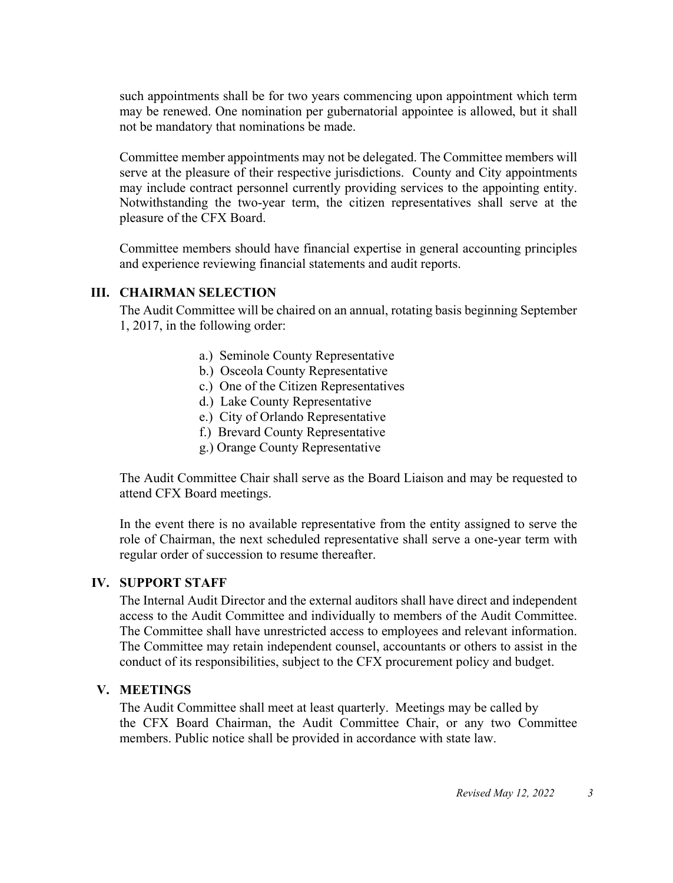such appointments shall be for two years commencing upon appointment which term may be renewed. One nomination per gubernatorial appointee is allowed, but it shall not be mandatory that nominations be made.

Committee member appointments may not be delegated. The Committee members will serve at the pleasure of their respective jurisdictions. County and City appointments may include contract personnel currently providing services to the appointing entity. Notwithstanding the two-year term, the citizen representatives shall serve at the pleasure of the CFX Board.

Committee members should have financial expertise in general accounting principles and experience reviewing financial statements and audit reports.

## III. CHAIRMAN SELECTION

The Audit Committee will be chaired on an annual, rotating basis beginning September 1, 2017, in the following order:

a.) Seminole County Representative
b.) Osceola County Representative
c.) One of the Citizen Representatives
d.) Lake County Representative
e.) City of Orlando Representative
f.) Brevard County Representative
g.) Orange County Representative

The Audit Committee Chair shall serve as the Board Liaison and may be requested to attend CFX Board meetings.

In the event there is no available representative from the entity assigned to serve the role of Chairman, the next scheduled representative shall serve a one-year term with regular order of succession to resume thereafter.

## IV. SUPPORT STAFF

The Internal Audit Director and the external auditors shall have direct and independent access to the Audit Committee and individually to members of the Audit Committee. The Committee shall have unrestricted access to employees and relevant information. The Committee may retain independent counsel, accountants or others to assist in the conduct of its responsibilities, subject to the CFX procurement policy and budget.

## V. MEETINGS

The Audit Committee shall meet at least quarterly. Meetings may be called by the CFX Board Chairman, the Audit Committee Chair, or any two Committee members. Public notice shall be provided in accordance with state law.

*Revised May 12, 2022*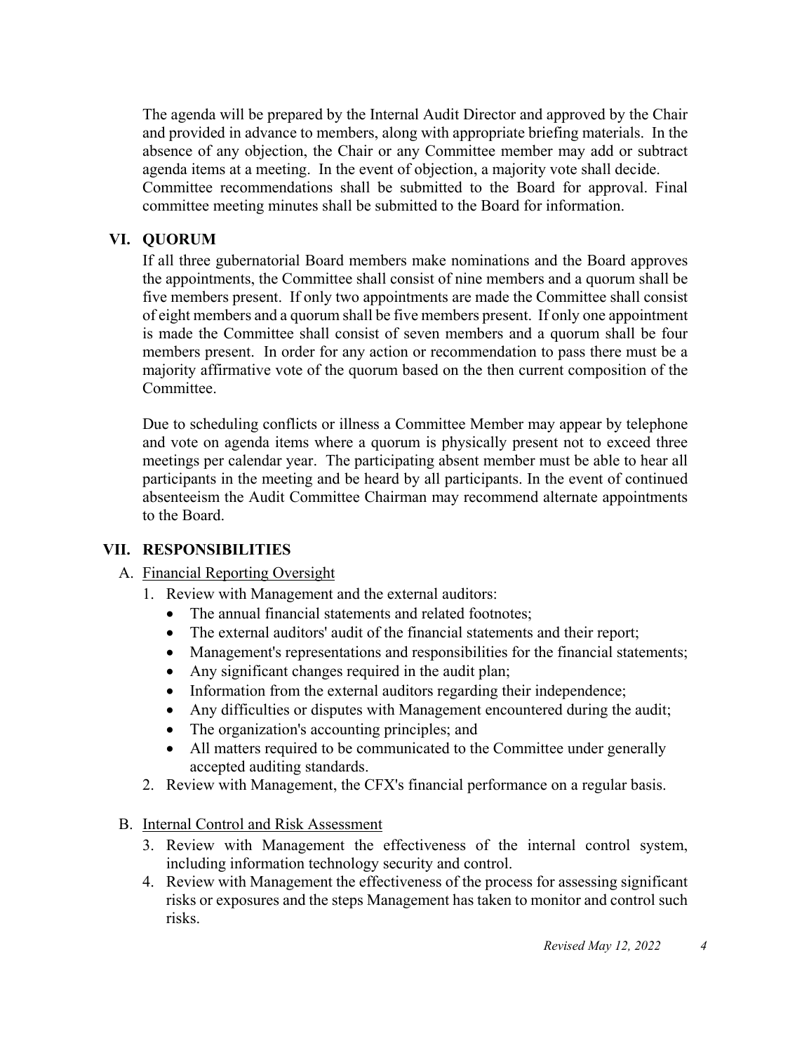The agenda will be prepared by the Internal Audit Director and approved by the Chair and provided in advance to members, along with appropriate briefing materials. In the absence of any objection, the Chair or any Committee member may add or subtract agenda items at a meeting. In the event of objection, a majority vote shall decide. Committee recommendations shall be submitted to the Board for approval. Final committee meeting minutes shall be submitted to the Board for information.

## VI. QUORUM

If all three gubernatorial Board members make nominations and the Board approves the appointments, the Committee shall consist of nine members and a quorum shall be five members present. If only two appointments are made the Committee shall consist of eight members and a quorum shall be five members present. If only one appointment is made the Committee shall consist of seven members and a quorum shall be four members present. In order for any action or recommendation to pass there must be a majority affirmative vote of the quorum based on the then current composition of the Committee.

Due to scheduling conflicts or illness a Committee Member may appear by telephone and vote on agenda items where a quorum is physically present not to exceed three meetings per calendar year. The participating absent member must be able to hear all participants in the meeting and be heard by all participants. In the event of continued absenteeism the Audit Committee Chairman may recommend alternate appointments to the Board.

## VII. RESPONSIBILITIES

A. Financial Reporting Oversight

1. Review with Management and the external auditors:
   - The annual financial statements and related footnotes;
   - The external auditors' audit of the financial statements and their report;
   - Management's representations and responsibilities for the financial statements;
   - Any significant changes required in the audit plan;
   - Information from the external auditors regarding their independence;
   - Any difficulties or disputes with Management encountered during the audit;
   - The organization's accounting principles; and
   - All matters required to be communicated to the Committee under generally accepted auditing standards.
2. Review with Management, the CFX's financial performance on a regular basis.

B. Internal Control and Risk Assessment

3. Review with Management the effectiveness of the internal control system, including information technology security and control.
4. Review with Management the effectiveness of the process for assessing significant risks or exposures and the steps Management has taken to monitor and control such risks.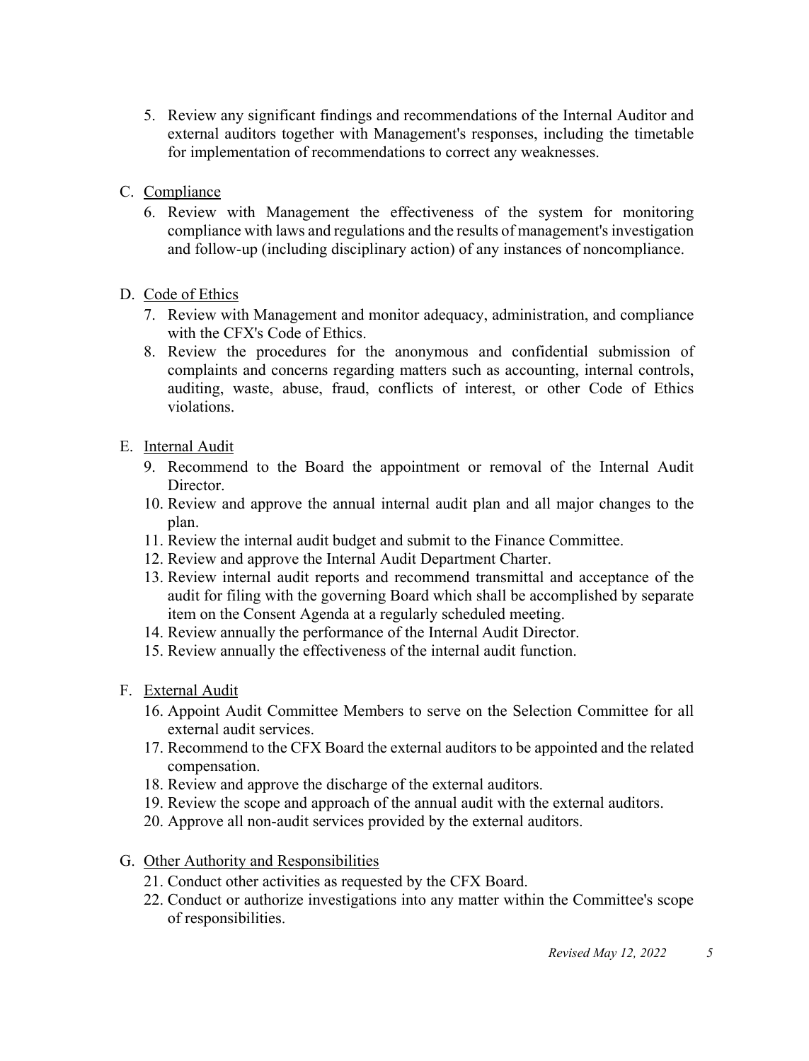5. Review any significant findings and recommendations of the Internal Auditor and external auditors together with Management's responses, including the timetable for implementation of recommendations to correct any weaknesses.

C. <u>Compliance</u>

6. Review with Management the effectiveness of the system for monitoring compliance with laws and regulations and the results of management's investigation and follow-up (including disciplinary action) of any instances of noncompliance.

D. <u>Code of Ethics</u>

7. Review with Management and monitor adequacy, administration, and compliance with the CFX's Code of Ethics.
8. Review the procedures for the anonymous and confidential submission of complaints and concerns regarding matters such as accounting, internal controls, auditing, waste, abuse, fraud, conflicts of interest, or other Code of Ethics violations.

E. <u>Internal Audit</u>

9. Recommend to the Board the appointment or removal of the Internal Audit Director.
10. Review and approve the annual internal audit plan and all major changes to the plan.
11. Review the internal audit budget and submit to the Finance Committee.
12. Review and approve the Internal Audit Department Charter.
13. Review internal audit reports and recommend transmittal and acceptance of the audit for filing with the governing Board which shall be accomplished by separate item on the Consent Agenda at a regularly scheduled meeting.
14. Review annually the performance of the Internal Audit Director.
15. Review annually the effectiveness of the internal audit function.

F. <u>External Audit</u>

16. Appoint Audit Committee Members to serve on the Selection Committee for all external audit services.
17. Recommend to the CFX Board the external auditors to be appointed and the related compensation.
18. Review and approve the discharge of the external auditors.
19. Review the scope and approach of the annual audit with the external auditors.
20. Approve all non-audit services provided by the external auditors.

G. <u>Other Authority and Responsibilities</u>

21. Conduct other activities as requested by the CFX Board.
22. Conduct or authorize investigations into any matter within the Committee's scope of responsibilities.

*Revised May 12, 2022*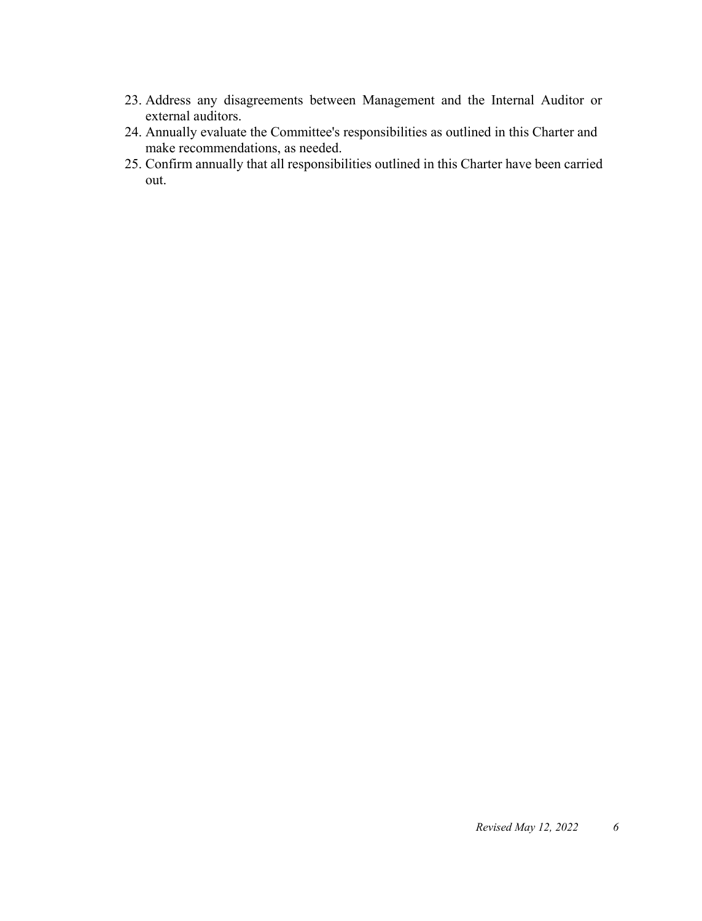23. Address any disagreements between Management and the Internal Auditor or external auditors.
24. Annually evaluate the Committee's responsibilities as outlined in this Charter and make recommendations, as needed.
25. Confirm annually that all responsibilities outlined in this Charter have been carried out.

*Revised May 12, 2022*